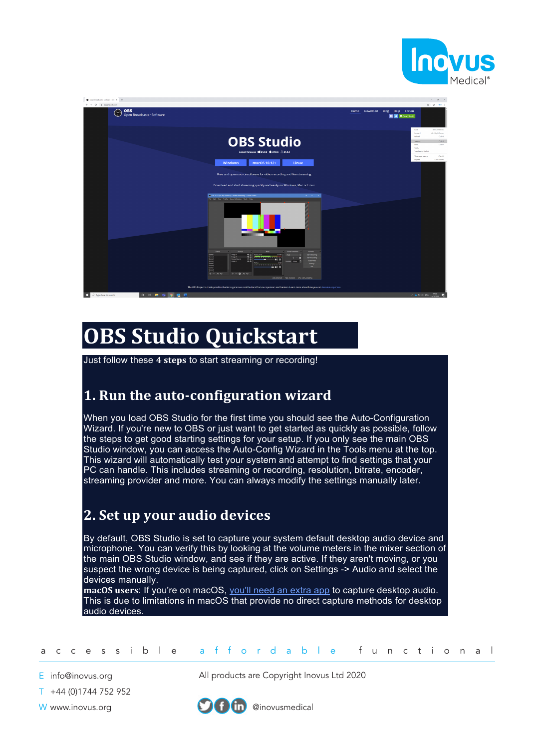# OBS Studio Quickstart

Just follow these **4 steps** to start streaming or recording!

## 1. Run the auto-configuration wizard

When you load OBS Studio for the first time you should see the Auto-Configuration Wizard. If you're new to OBS or just want to get started as quickly as possible, follow the steps to get good starting settings for your setup. If you only see the main OBS Studio window, you can access the Auto-Config Wizard in the Tools menu at the top. This wizard will automatically test your system and attempt to find settings that your PC can handle. This includes streaming or recording, resolution, bitrate, encoder, streaming provider and more. You can always modify the settings manually later.

## 2. Set up your audio devices

By default, OBS Studio is set to capture your system default desktop audio device and microphone. You can verify this by looking at the volume meters in the mixer section of the main OBS Studio window, and see if they are active. If they aren't moving, or you suspect the wrong device is being captured, click on Settings -> Audio and select the devices manually.
**macOS users**: If you're on macOS, you'll need an extra app to capture desktop audio. This is due to limitations in macOS that provide no direct capture methods for desktop audio devices.

accessible affordable functional

E info@inovus.org
T +44 (0)1744 752 952
W www.inovus.org

All products are Copyright Inovus Ltd 2020

@inovusmedical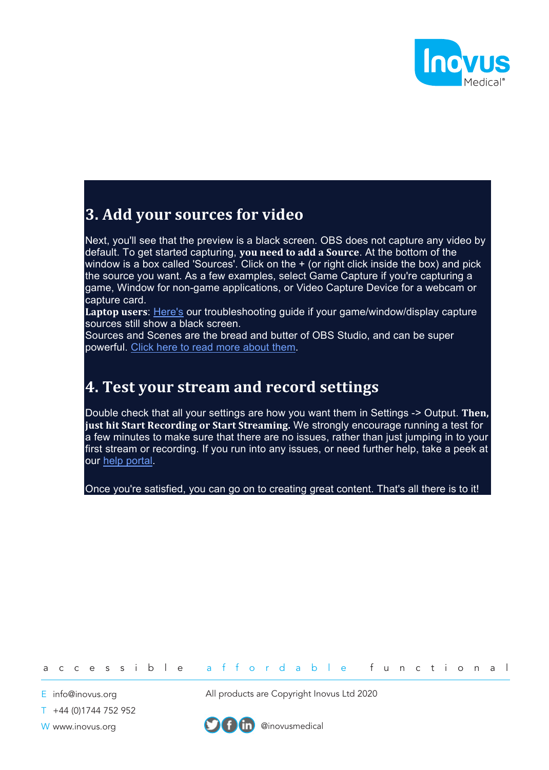## 3. Add your sources for video

Next, you'll see that the preview is a black screen. OBS does not capture any video by default. To get started capturing, **you need to add a Source**. At the bottom of the window is a box called 'Sources'. Click on the + (or right click inside the box) and pick the source you want. As a few examples, select Game Capture if you're capturing a game, Window for non-game applications, or Video Capture Device for a webcam or capture card.

**Laptop users**: Here's our troubleshooting guide if your game/window/display capture sources still show a black screen.

Sources and Scenes are the bread and butter of OBS Studio, and can be super powerful. Click here to read more about them.

## 4. Test your stream and record settings

Double check that all your settings are how you want them in Settings -> Output. **Then, just hit Start Recording or Start Streaming.** We strongly encourage running a test for a few minutes to make sure that there are no issues, rather than just jumping in to your first stream or recording. If you run into any issues, or need further help, take a peek at our help portal.

Once you're satisfied, you can go on to creating great content. That's all there is to it!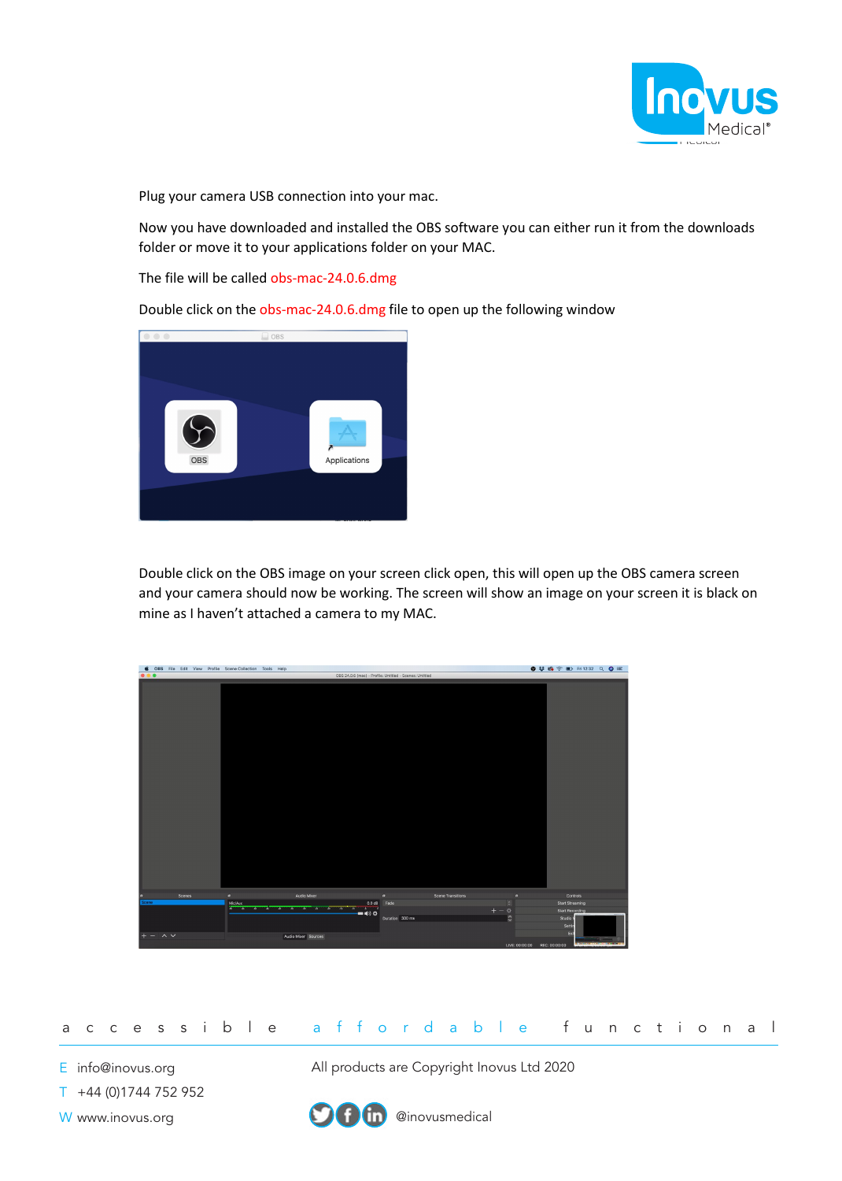Plug your camera USB connection into your mac.

Now you have downloaded and installed the OBS software you can either run it from the downloads folder or move it to your applications folder on your MAC.

The file will be called obs-mac-24.0.6.dmg

Double click on the obs-mac-24.0.6.dmg file to open up the following window

Double click on the OBS image on your screen click open, this will open up the OBS camera screen and your camera should now be working. The screen will show an image on your screen it is black on mine as I haven't attached a camera to my MAC.